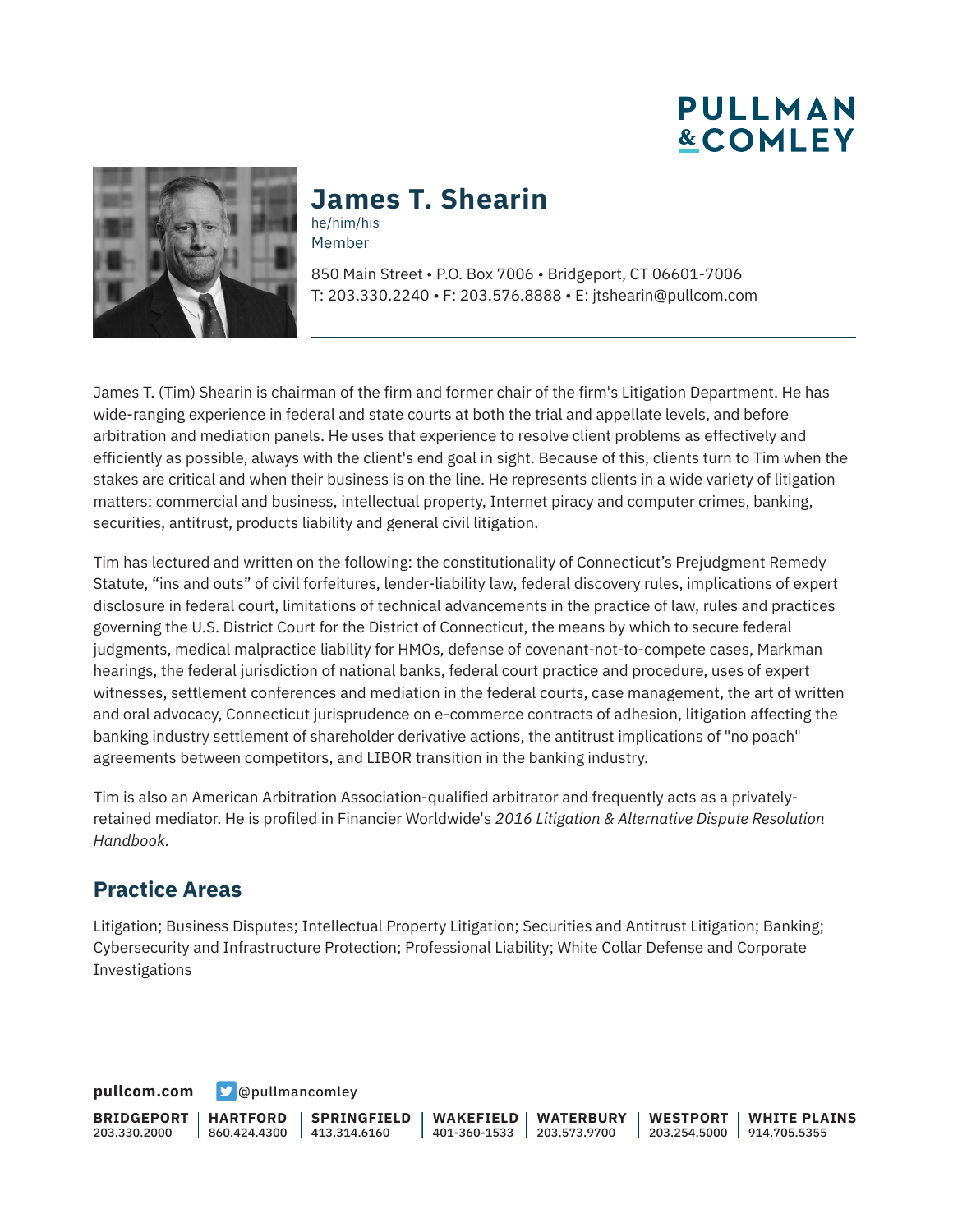# James T. Shearin

he/him/his

Member

850 Main Street • P.O. Box 7006 • Bridgeport, CT 06601-7006
T: 203.330.2240 • F: 203.576.8888 • E: jtshearin@pullcom.com

James T. (Tim) Shearin is chairman of the firm and former chair of the firm's Litigation Department. He has wide-ranging experience in federal and state courts at both the trial and appellate levels, and before arbitration and mediation panels. He uses that experience to resolve client problems as effectively and efficiently as possible, always with the client's end goal in sight. Because of this, clients turn to Tim when the stakes are critical and when their business is on the line. He represents clients in a wide variety of litigation matters: commercial and business, intellectual property, Internet piracy and computer crimes, banking, securities, antitrust, products liability and general civil litigation.

Tim has lectured and written on the following: the constitutionality of Connecticut's Prejudgment Remedy Statute, "ins and outs" of civil forfeitures, lender-liability law, federal discovery rules, implications of expert disclosure in federal court, limitations of technical advancements in the practice of law, rules and practices governing the U.S. District Court for the District of Connecticut, the means by which to secure federal judgments, medical malpractice liability for HMOs, defense of covenant-not-to-compete cases, Markman hearings, the federal jurisdiction of national banks, federal court practice and procedure, uses of expert witnesses, settlement conferences and mediation in the federal courts, case management, the art of written and oral advocacy, Connecticut jurisprudence on e-commerce contracts of adhesion, litigation affecting the banking industry settlement of shareholder derivative actions, the antitrust implications of "no poach" agreements between competitors, and LIBOR transition in the banking industry.

Tim is also an American Arbitration Association-qualified arbitrator and frequently acts as a privately-retained mediator. He is profiled in Financier Worldwide's *2016 Litigation & Alternative Dispute Resolution Handbook*.

## Practice Areas

Litigation; Business Disputes; Intellectual Property Litigation; Securities and Antitrust Litigation; Banking; Cybersecurity and Infrastructure Protection; Professional Liability; White Collar Defense and Corporate Investigations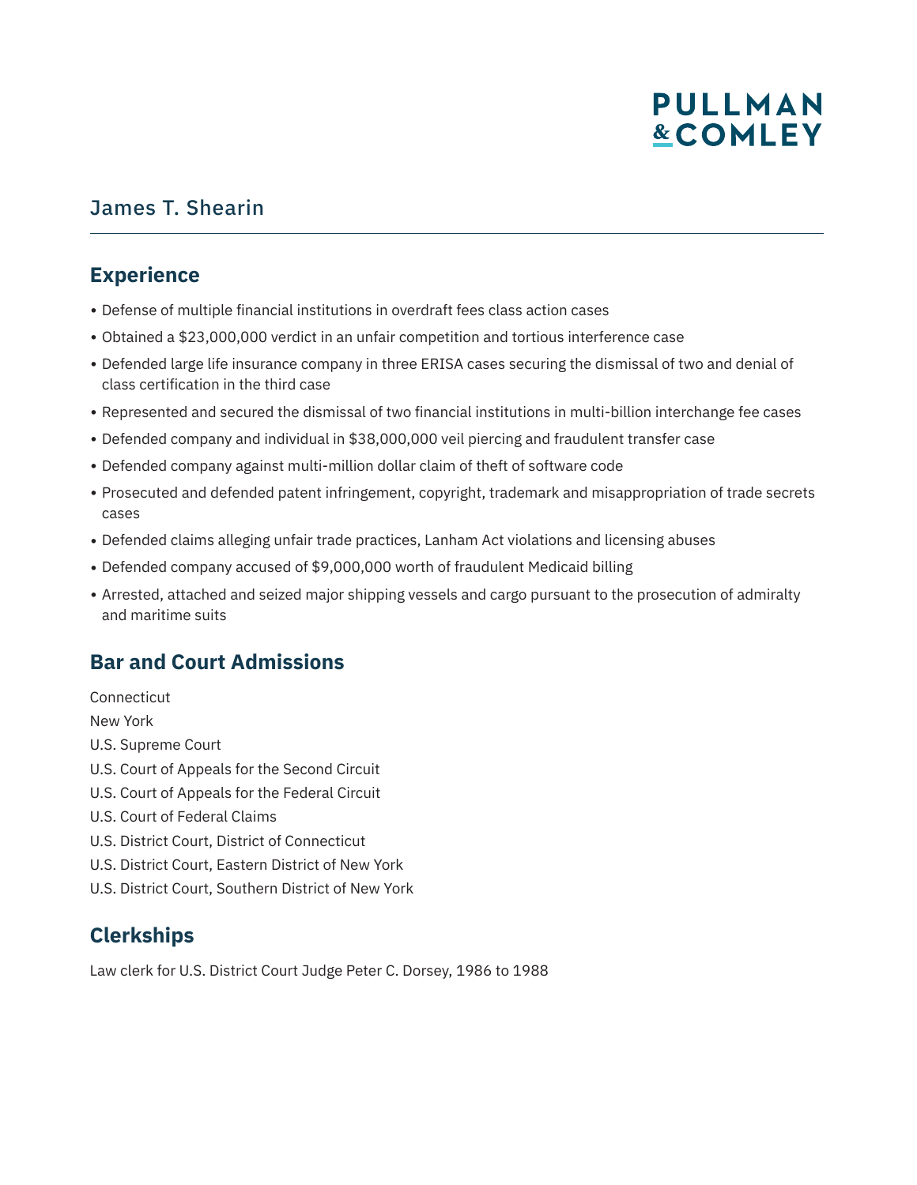James T. Shearin

## Experience

- Defense of multiple financial institutions in overdraft fees class action cases
- Obtained a $23,000,000 verdict in an unfair competition and tortious interference case
- Defended large life insurance company in three ERISA cases securing the dismissal of two and denial of class certification in the third case
- Represented and secured the dismissal of two financial institutions in multi-billion interchange fee cases
- Defended company and individual in $38,000,000 veil piercing and fraudulent transfer case
- Defended company against multi-million dollar claim of theft of software code
- Prosecuted and defended patent infringement, copyright, trademark and misappropriation of trade secrets cases
- Defended claims alleging unfair trade practices, Lanham Act violations and licensing abuses
- Defended company accused of $9,000,000 worth of fraudulent Medicaid billing
- Arrested, attached and seized major shipping vessels and cargo pursuant to the prosecution of admiralty and maritime suits

## Bar and Court Admissions

Connecticut

New York

U.S. Supreme Court

U.S. Court of Appeals for the Second Circuit

U.S. Court of Appeals for the Federal Circuit

U.S. Court of Federal Claims

U.S. District Court, District of Connecticut

U.S. District Court, Eastern District of New York

U.S. District Court, Southern District of New York

## Clerkships

Law clerk for U.S. District Court Judge Peter C. Dorsey, 1986 to 1988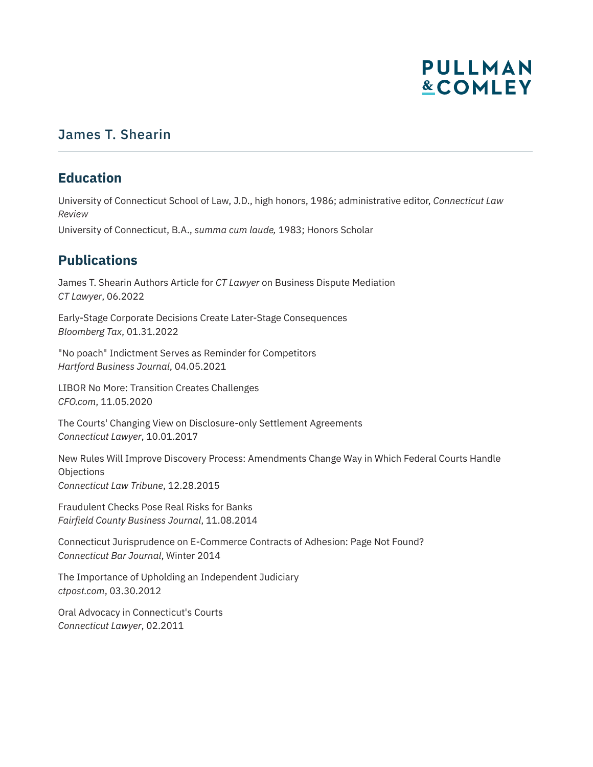# James T. Shearin

## Education

University of Connecticut School of Law, J.D., high honors, 1986; administrative editor, *Connecticut Law Review*

University of Connecticut, B.A., *summa cum laude,* 1983; Honors Scholar

## Publications

James T. Shearin Authors Article for *CT Lawyer* on Business Dispute Mediation
*CT Lawyer*, 06.2022

Early-Stage Corporate Decisions Create Later-Stage Consequences
*Bloomberg Tax*, 01.31.2022

"No poach" Indictment Serves as Reminder for Competitors
*Hartford Business Journal*, 04.05.2021

LIBOR No More: Transition Creates Challenges
*CFO.com*, 11.05.2020

The Courts' Changing View on Disclosure-only Settlement Agreements
*Connecticut Lawyer*, 10.01.2017

New Rules Will Improve Discovery Process: Amendments Change Way in Which Federal Courts Handle Objections
*Connecticut Law Tribune*, 12.28.2015

Fraudulent Checks Pose Real Risks for Banks
*Fairfield County Business Journal*, 11.08.2014

Connecticut Jurisprudence on E-Commerce Contracts of Adhesion: Page Not Found?
*Connecticut Bar Journal*, Winter 2014

The Importance of Upholding an Independent Judiciary
*ctpost.com*, 03.30.2012

Oral Advocacy in Connecticut's Courts
*Connecticut Lawyer*, 02.2011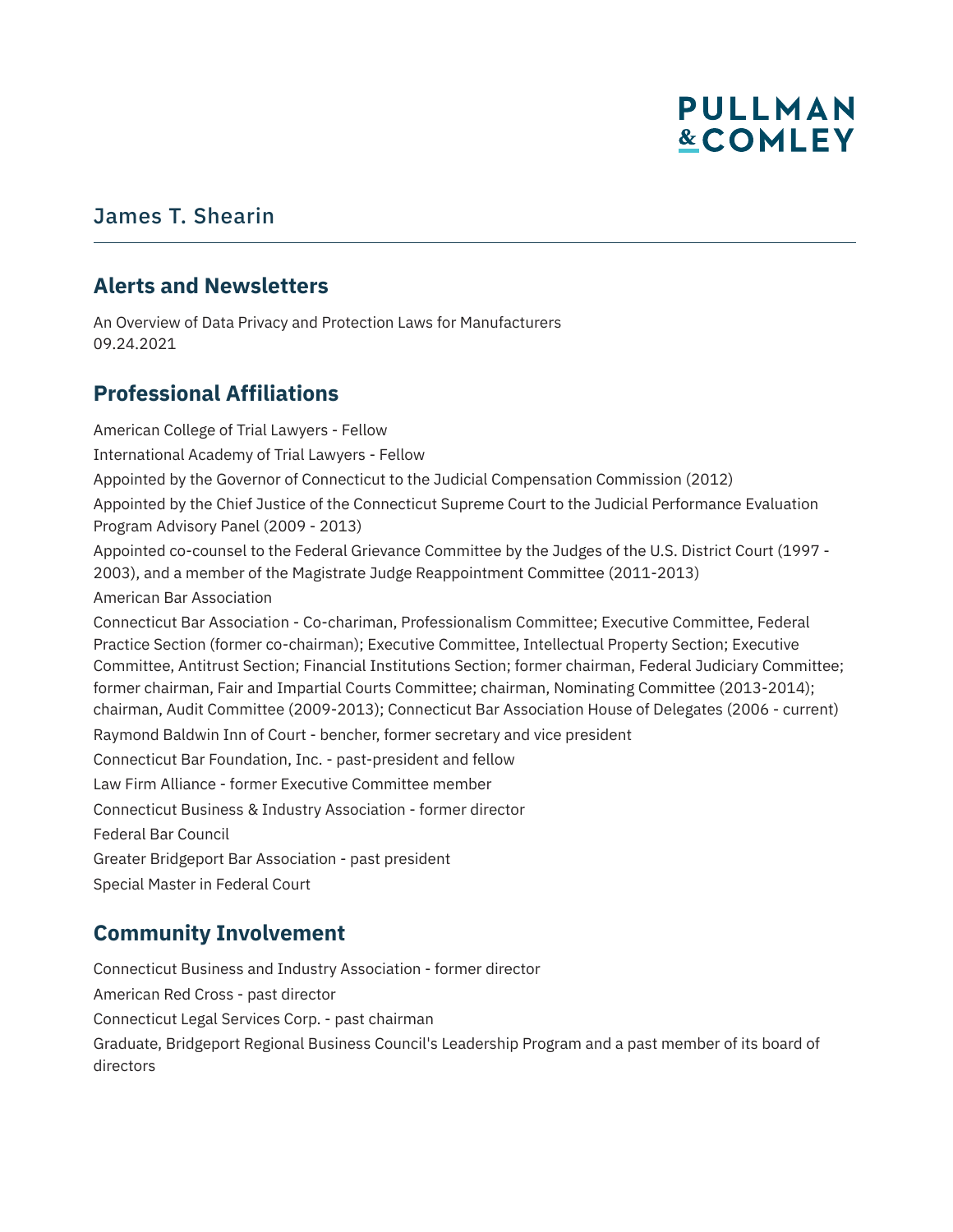James T. Shearin

## Alerts and Newsletters

An Overview of Data Privacy and Protection Laws for Manufacturers
09.24.2021

## Professional Affiliations

American College of Trial Lawyers - Fellow

International Academy of Trial Lawyers - Fellow

Appointed by the Governor of Connecticut to the Judicial Compensation Commission (2012)

Appointed by the Chief Justice of the Connecticut Supreme Court to the Judicial Performance Evaluation Program Advisory Panel (2009 - 2013)

Appointed co-counsel to the Federal Grievance Committee by the Judges of the U.S. District Court (1997 - 2003), and a member of the Magistrate Judge Reappointment Committee (2011-2013)

American Bar Association

Connecticut Bar Association - Co-chariman, Professionalism Committee; Executive Committee, Federal Practice Section (former co-chairman); Executive Committee, Intellectual Property Section; Executive Committee, Antitrust Section; Financial Institutions Section; former chairman, Federal Judiciary Committee; former chairman, Fair and Impartial Courts Committee; chairman, Nominating Committee (2013-2014); chairman, Audit Committee (2009-2013); Connecticut Bar Association House of Delegates (2006 - current)

Raymond Baldwin Inn of Court - bencher, former secretary and vice president

Connecticut Bar Foundation, Inc. - past-president and fellow

Law Firm Alliance - former Executive Committee member

Connecticut Business & Industry Association - former director

Federal Bar Council

Greater Bridgeport Bar Association - past president

Special Master in Federal Court

## Community Involvement

Connecticut Business and Industry Association - former director

American Red Cross - past director

Connecticut Legal Services Corp. - past chairman

Graduate, Bridgeport Regional Business Council's Leadership Program and a past member of its board of directors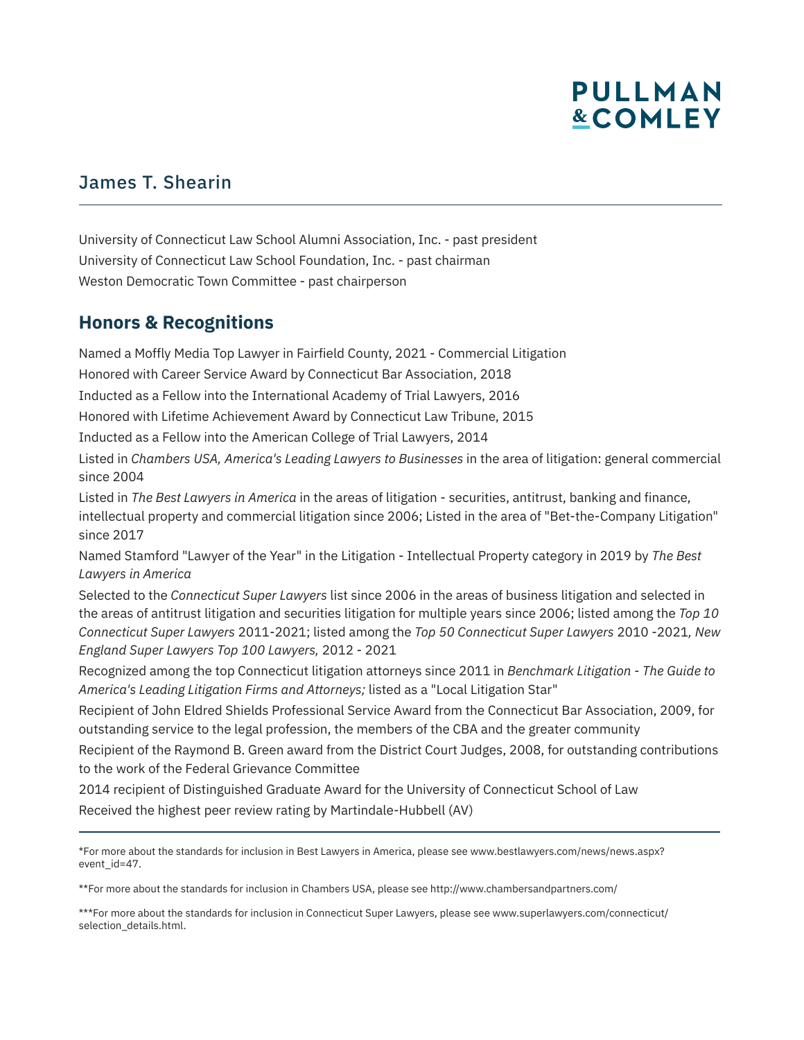## James T. Shearin

University of Connecticut Law School Alumni Association, Inc. - past president

University of Connecticut Law School Foundation, Inc. - past chairman

Weston Democratic Town Committee - past chairperson

## Honors & Recognitions

Named a Moffly Media Top Lawyer in Fairfield County, 2021 - Commercial Litigation

Honored with Career Service Award by Connecticut Bar Association, 2018

Inducted as a Fellow into the International Academy of Trial Lawyers, 2016

Honored with Lifetime Achievement Award by Connecticut Law Tribune, 2015

Inducted as a Fellow into the American College of Trial Lawyers, 2014

Listed in *Chambers USA, America's Leading Lawyers to Businesses* in the area of litigation: general commercial since 2004

Listed in *The Best Lawyers in America* in the areas of litigation - securities, antitrust, banking and finance, intellectual property and commercial litigation since 2006; Listed in the area of "Bet-the-Company Litigation" since 2017

Named Stamford "Lawyer of the Year" in the Litigation - Intellectual Property category in 2019 by *The Best Lawyers in America*

Selected to the *Connecticut Super Lawyers* list since 2006 in the areas of business litigation and selected in the areas of antitrust litigation and securities litigation for multiple years since 2006; listed among the *Top 10 Connecticut Super Lawyers* 2011-2021; listed among the *Top 50 Connecticut Super Lawyers* 2010 -2021*, New England Super Lawyers Top 100 Lawyers,* 2012 - 2021

Recognized among the top Connecticut litigation attorneys since 2011 in *Benchmark Litigation - The Guide to America's Leading Litigation Firms and Attorneys;* listed as a "Local Litigation Star"

Recipient of John Eldred Shields Professional Service Award from the Connecticut Bar Association, 2009, for outstanding service to the legal profession, the members of the CBA and the greater community

Recipient of the Raymond B. Green award from the District Court Judges, 2008, for outstanding contributions to the work of the Federal Grievance Committee

2014 recipient of Distinguished Graduate Award for the University of Connecticut School of Law

Received the highest peer review rating by Martindale-Hubbell (AV)

---

*For more about the standards for inclusion in Best Lawyers in America, please see www.bestlawyers.com/news/news.aspx?event_id=47.

**For more about the standards for inclusion in Chambers USA, please see http://www.chambersandpartners.com/

***For more about the standards for inclusion in Connecticut Super Lawyers, please see www.superlawyers.com/connecticut/selection_details.html.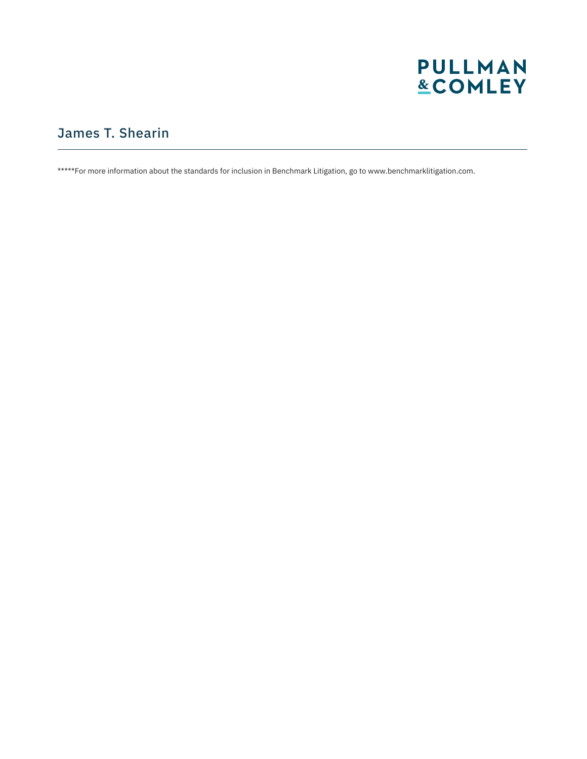*****For more information about the standards for inclusion in Benchmark Litigation, go to www.benchmarklitigation.com.